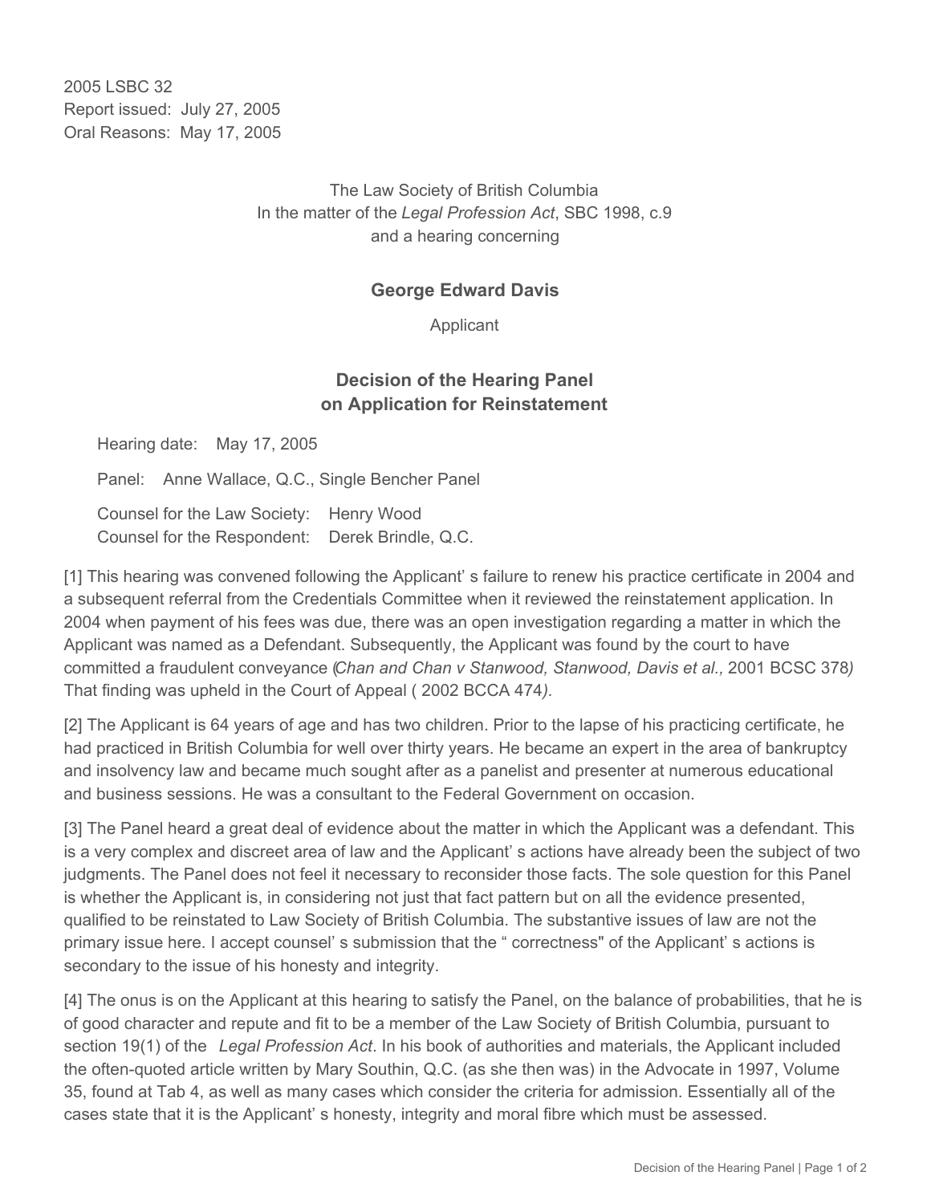2005 LSBC 32
Report issued: July 27, 2005
Oral Reasons: May 17, 2005

The Law Society of British Columbia
In the matter of the *Legal Profession Act*, SBC 1998, c.9
and a hearing concerning

**George Edward Davis**

Applicant

## Decision of the Hearing Panel on Application for Reinstatement

Hearing date: May 17, 2005

Panel: Anne Wallace, Q.C., Single Bencher Panel

Counsel for the Law Society: Henry Wood
Counsel for the Respondent: Derek Brindle, Q.C.

[1] This hearing was convened following the Applicant' s failure to renew his practice certificate in 2004 and a subsequent referral from the Credentials Committee when it reviewed the reinstatement application. In 2004 when payment of his fees was due, there was an open investigation regarding a matter in which the Applicant was named as a Defendant. Subsequently, the Applicant was found by the court to have committed a fraudulent conveyance (*Chan and Chan v Stanwood, Stanwood, Davis et al.,* 2001 BCSC 378*)* That finding was upheld in the Court of Appeal ( 2002 BCCA 474*).*

[2] The Applicant is 64 years of age and has two children. Prior to the lapse of his practicing certificate, he had practiced in British Columbia for well over thirty years. He became an expert in the area of bankruptcy and insolvency law and became much sought after as a panelist and presenter at numerous educational and business sessions. He was a consultant to the Federal Government on occasion.

[3] The Panel heard a great deal of evidence about the matter in which the Applicant was a defendant. This is a very complex and discreet area of law and the Applicant' s actions have already been the subject of two judgments. The Panel does not feel it necessary to reconsider those facts. The sole question for this Panel is whether the Applicant is, in considering not just that fact pattern but on all the evidence presented, qualified to be reinstated to Law Society of British Columbia. The substantive issues of law are not the primary issue here. I accept counsel' s submission that the " correctness" of the Applicant' s actions is secondary to the issue of his honesty and integrity.

[4] The onus is on the Applicant at this hearing to satisfy the Panel, on the balance of probabilities, that he is of good character and repute and fit to be a member of the Law Society of British Columbia, pursuant to section 19(1) of the *Legal Profession Act*. In his book of authorities and materials, the Applicant included the often-quoted article written by Mary Southin, Q.C. (as she then was) in the Advocate in 1997, Volume 35, found at Tab 4, as well as many cases which consider the criteria for admission. Essentially all of the cases state that it is the Applicant' s honesty, integrity and moral fibre which must be assessed.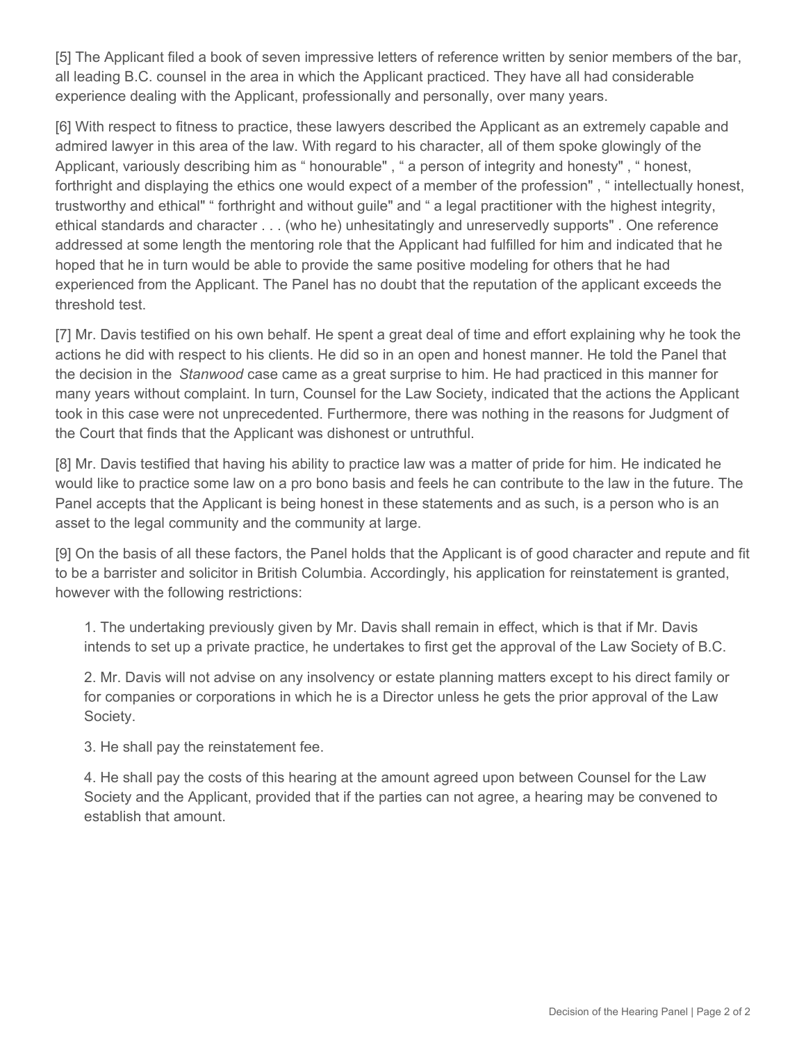[5] The Applicant filed a book of seven impressive letters of reference written by senior members of the bar, all leading B.C. counsel in the area in which the Applicant practiced. They have all had considerable experience dealing with the Applicant, professionally and personally, over many years.

[6] With respect to fitness to practice, these lawyers described the Applicant as an extremely capable and admired lawyer in this area of the law. With regard to his character, all of them spoke glowingly of the Applicant, variously describing him as " honourable" , " a person of integrity and honesty" , " honest, forthright and displaying the ethics one would expect of a member of the profession" , " intellectually honest, trustworthy and ethical" " forthright and without guile" and " a legal practitioner with the highest integrity, ethical standards and character . . . (who he) unhesitatingly and unreservedly supports" . One reference addressed at some length the mentoring role that the Applicant had fulfilled for him and indicated that he hoped that he in turn would be able to provide the same positive modeling for others that he had experienced from the Applicant. The Panel has no doubt that the reputation of the applicant exceeds the threshold test.

[7] Mr. Davis testified on his own behalf. He spent a great deal of time and effort explaining why he took the actions he did with respect to his clients. He did so in an open and honest manner. He told the Panel that the decision in the *Stanwood* case came as a great surprise to him. He had practiced in this manner for many years without complaint. In turn, Counsel for the Law Society, indicated that the actions the Applicant took in this case were not unprecedented. Furthermore, there was nothing in the reasons for Judgment of the Court that finds that the Applicant was dishonest or untruthful.

[8] Mr. Davis testified that having his ability to practice law was a matter of pride for him. He indicated he would like to practice some law on a pro bono basis and feels he can contribute to the law in the future. The Panel accepts that the Applicant is being honest in these statements and as such, is a person who is an asset to the legal community and the community at large.

[9] On the basis of all these factors, the Panel holds that the Applicant is of good character and repute and fit to be a barrister and solicitor in British Columbia. Accordingly, his application for reinstatement is granted, however with the following restrictions:

1. The undertaking previously given by Mr. Davis shall remain in effect, which is that if Mr. Davis intends to set up a private practice, he undertakes to first get the approval of the Law Society of B.C.

2. Mr. Davis will not advise on any insolvency or estate planning matters except to his direct family or for companies or corporations in which he is a Director unless he gets the prior approval of the Law Society.

3. He shall pay the reinstatement fee.

4. He shall pay the costs of this hearing at the amount agreed upon between Counsel for the Law Society and the Applicant, provided that if the parties can not agree, a hearing may be convened to establish that amount.